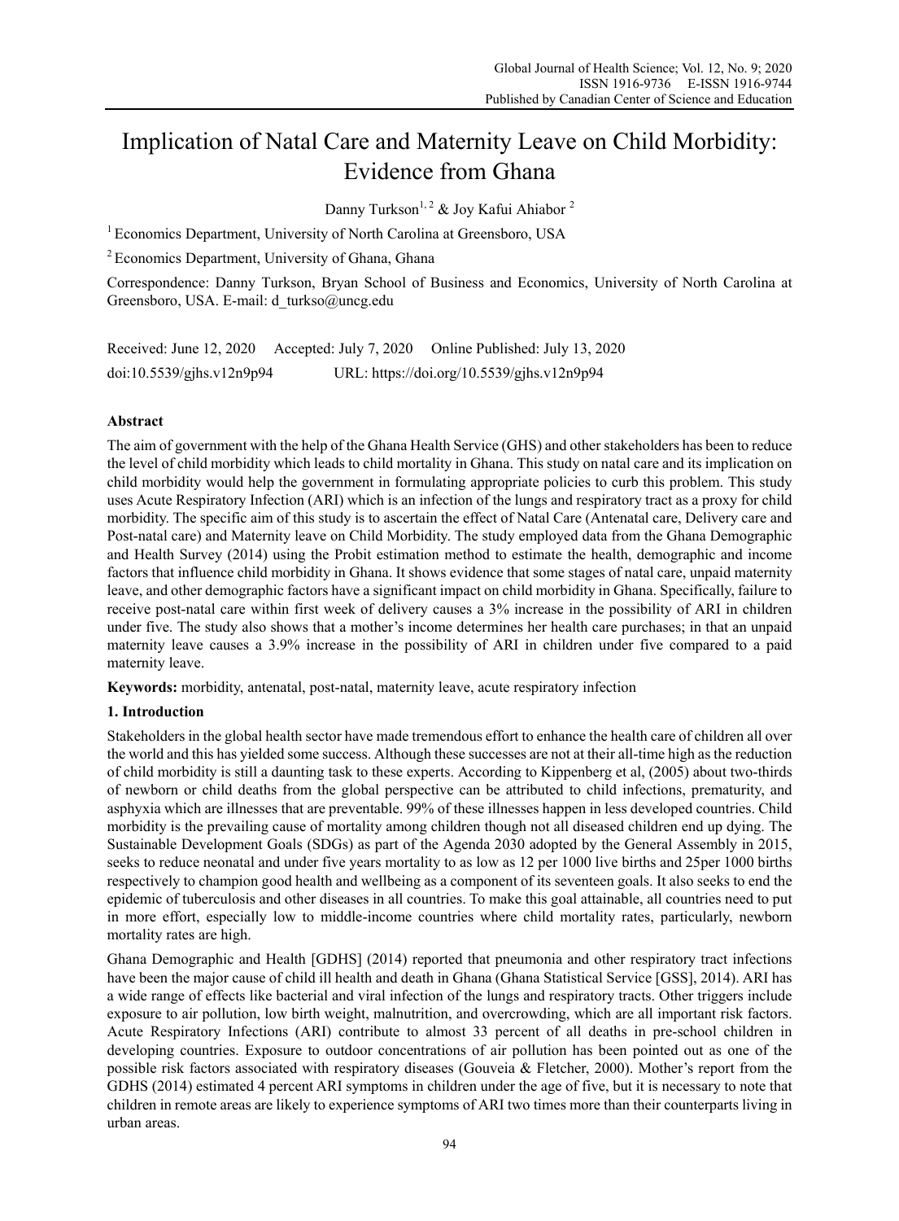# Implication of Natal Care and Maternity Leave on Child Morbidity: Evidence from Ghana

Danny Turkson[1, 2] & Joy Kafui Ahiabor [2]

[1] Economics Department, University of North Carolina at Greensboro, USA

[2] Economics Department, University of Ghana, Ghana

Correspondence: Danny Turkson, Bryan School of Business and Economics, University of North Carolina at Greensboro, USA. E-mail: d_turkso@uncg.edu

Received: June 12, 2020 Accepted: July 7, 2020 Online Published: July 13, 2020

doi:10.5539/gjhs.v12n9p94 URL: https://doi.org/10.5539/gjhs.v12n9p94

## Abstract

The aim of government with the help of the Ghana Health Service (GHS) and other stakeholders has been to reduce the level of child morbidity which leads to child mortality in Ghana. This study on natal care and its implication on child morbidity would help the government in formulating appropriate policies to curb this problem. This study uses Acute Respiratory Infection (ARI) which is an infection of the lungs and respiratory tract as a proxy for child morbidity. The specific aim of this study is to ascertain the effect of Natal Care (Antenatal care, Delivery care and Post-natal care) and Maternity leave on Child Morbidity. The study employed data from the Ghana Demographic and Health Survey (2014) using the Probit estimation method to estimate the health, demographic and income factors that influence child morbidity in Ghana. It shows evidence that some stages of natal care, unpaid maternity leave, and other demographic factors have a significant impact on child morbidity in Ghana. Specifically, failure to receive post-natal care within first week of delivery causes a 3% increase in the possibility of ARI in children under five. The study also shows that a mother's income determines her health care purchases; in that an unpaid maternity leave causes a 3.9% increase in the possibility of ARI in children under five compared to a paid maternity leave.

**Keywords:** morbidity, antenatal, post-natal, maternity leave, acute respiratory infection

## 1. Introduction

Stakeholders in the global health sector have made tremendous effort to enhance the health care of children all over the world and this has yielded some success. Although these successes are not at their all-time high as the reduction of child morbidity is still a daunting task to these experts. According to Kippenberg et al, (2005) about two-thirds of newborn or child deaths from the global perspective can be attributed to child infections, prematurity, and asphyxia which are illnesses that are preventable. 99% of these illnesses happen in less developed countries. Child morbidity is the prevailing cause of mortality among children though not all diseased children end up dying. The Sustainable Development Goals (SDGs) as part of the Agenda 2030 adopted by the General Assembly in 2015, seeks to reduce neonatal and under five years mortality to as low as 12 per 1000 live births and 25per 1000 births respectively to champion good health and wellbeing as a component of its seventeen goals. It also seeks to end the epidemic of tuberculosis and other diseases in all countries. To make this goal attainable, all countries need to put in more effort, especially low to middle-income countries where child mortality rates, particularly, newborn mortality rates are high.

Ghana Demographic and Health [GDHS] (2014) reported that pneumonia and other respiratory tract infections have been the major cause of child ill health and death in Ghana (Ghana Statistical Service [GSS], 2014). ARI has a wide range of effects like bacterial and viral infection of the lungs and respiratory tracts. Other triggers include exposure to air pollution, low birth weight, malnutrition, and overcrowding, which are all important risk factors. Acute Respiratory Infections (ARI) contribute to almost 33 percent of all deaths in pre-school children in developing countries. Exposure to outdoor concentrations of air pollution has been pointed out as one of the possible risk factors associated with respiratory diseases (Gouveia & Fletcher, 2000). Mother's report from the GDHS (2014) estimated 4 percent ARI symptoms in children under the age of five, but it is necessary to note that children in remote areas are likely to experience symptoms of ARI two times more than their counterparts living in urban areas.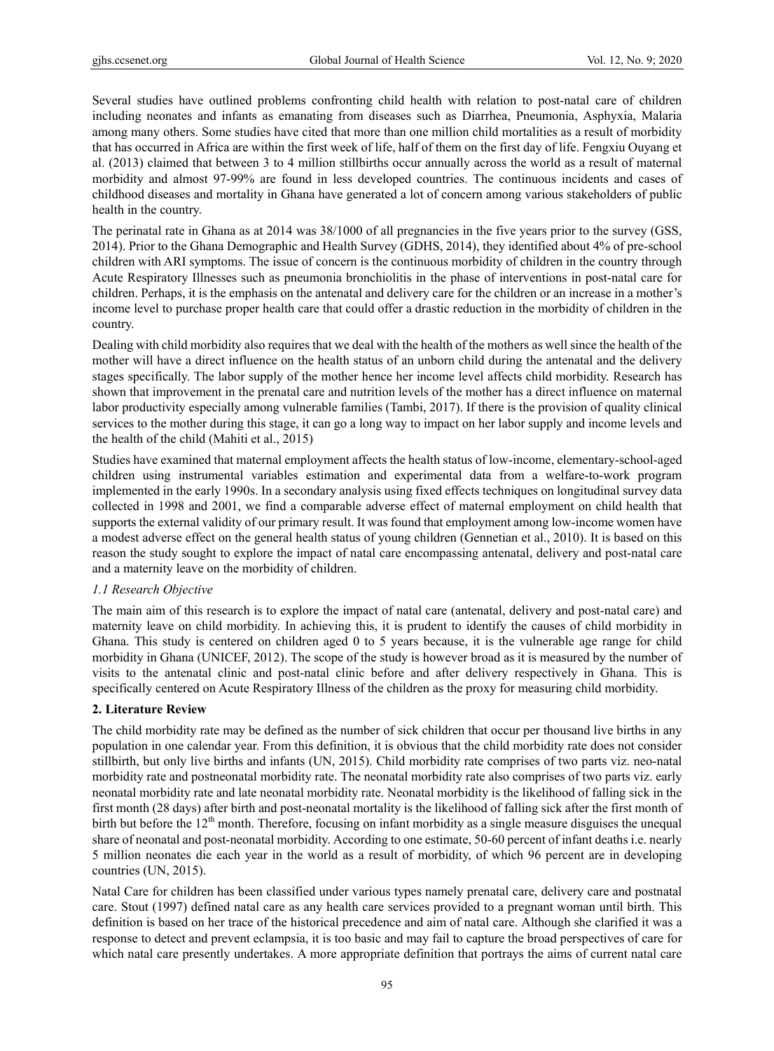Several studies have outlined problems confronting child health with relation to post-natal care of children including neonates and infants as emanating from diseases such as Diarrhea, Pneumonia, Asphyxia, Malaria among many others. Some studies have cited that more than one million child mortalities as a result of morbidity that has occurred in Africa are within the first week of life, half of them on the first day of life. Fengxiu Ouyang et al. (2013) claimed that between 3 to 4 million stillbirths occur annually across the world as a result of maternal morbidity and almost 97-99% are found in less developed countries. The continuous incidents and cases of childhood diseases and mortality in Ghana have generated a lot of concern among various stakeholders of public health in the country.

The perinatal rate in Ghana as at 2014 was 38/1000 of all pregnancies in the five years prior to the survey (GSS, 2014). Prior to the Ghana Demographic and Health Survey (GDHS, 2014), they identified about 4% of pre-school children with ARI symptoms. The issue of concern is the continuous morbidity of children in the country through Acute Respiratory Illnesses such as pneumonia bronchiolitis in the phase of interventions in post-natal care for children. Perhaps, it is the emphasis on the antenatal and delivery care for the children or an increase in a mother's income level to purchase proper health care that could offer a drastic reduction in the morbidity of children in the country.

Dealing with child morbidity also requires that we deal with the health of the mothers as well since the health of the mother will have a direct influence on the health status of an unborn child during the antenatal and the delivery stages specifically. The labor supply of the mother hence her income level affects child morbidity. Research has shown that improvement in the prenatal care and nutrition levels of the mother has a direct influence on maternal labor productivity especially among vulnerable families (Tambi, 2017). If there is the provision of quality clinical services to the mother during this stage, it can go a long way to impact on her labor supply and income levels and the health of the child (Mahiti et al., 2015)

Studies have examined that maternal employment affects the health status of low-income, elementary-school-aged children using instrumental variables estimation and experimental data from a welfare-to-work program implemented in the early 1990s. In a secondary analysis using fixed effects techniques on longitudinal survey data collected in 1998 and 2001, we find a comparable adverse effect of maternal employment on child health that supports the external validity of our primary result. It was found that employment among low-income women have a modest adverse effect on the general health status of young children (Gennetian et al., 2010). It is based on this reason the study sought to explore the impact of natal care encompassing antenatal, delivery and post-natal care and a maternity leave on the morbidity of children.

### *1.1 Research Objective*

The main aim of this research is to explore the impact of natal care (antenatal, delivery and post-natal care) and maternity leave on child morbidity. In achieving this, it is prudent to identify the causes of child morbidity in Ghana. This study is centered on children aged 0 to 5 years because, it is the vulnerable age range for child morbidity in Ghana (UNICEF, 2012). The scope of the study is however broad as it is measured by the number of visits to the antenatal clinic and post-natal clinic before and after delivery respectively in Ghana. This is specifically centered on Acute Respiratory Illness of the children as the proxy for measuring child morbidity.

## 2. Literature Review

The child morbidity rate may be defined as the number of sick children that occur per thousand live births in any population in one calendar year. From this definition, it is obvious that the child morbidity rate does not consider stillbirth, but only live births and infants (UN, 2015). Child morbidity rate comprises of two parts viz. neo-natal morbidity rate and postneonatal morbidity rate. The neonatal morbidity rate also comprises of two parts viz. early neonatal morbidity rate and late neonatal morbidity rate. Neonatal morbidity is the likelihood of falling sick in the first month (28 days) after birth and post-neonatal mortality is the likelihood of falling sick after the first month of birth but before the 12th month. Therefore, focusing on infant morbidity as a single measure disguises the unequal share of neonatal and post-neonatal morbidity. According to one estimate, 50-60 percent of infant deaths i.e. nearly 5 million neonates die each year in the world as a result of morbidity, of which 96 percent are in developing countries (UN, 2015).

Natal Care for children has been classified under various types namely prenatal care, delivery care and postnatal care. Stout (1997) defined natal care as any health care services provided to a pregnant woman until birth. This definition is based on her trace of the historical precedence and aim of natal care. Although she clarified it was a response to detect and prevent eclampsia, it is too basic and may fail to capture the broad perspectives of care for which natal care presently undertakes. A more appropriate definition that portrays the aims of current natal care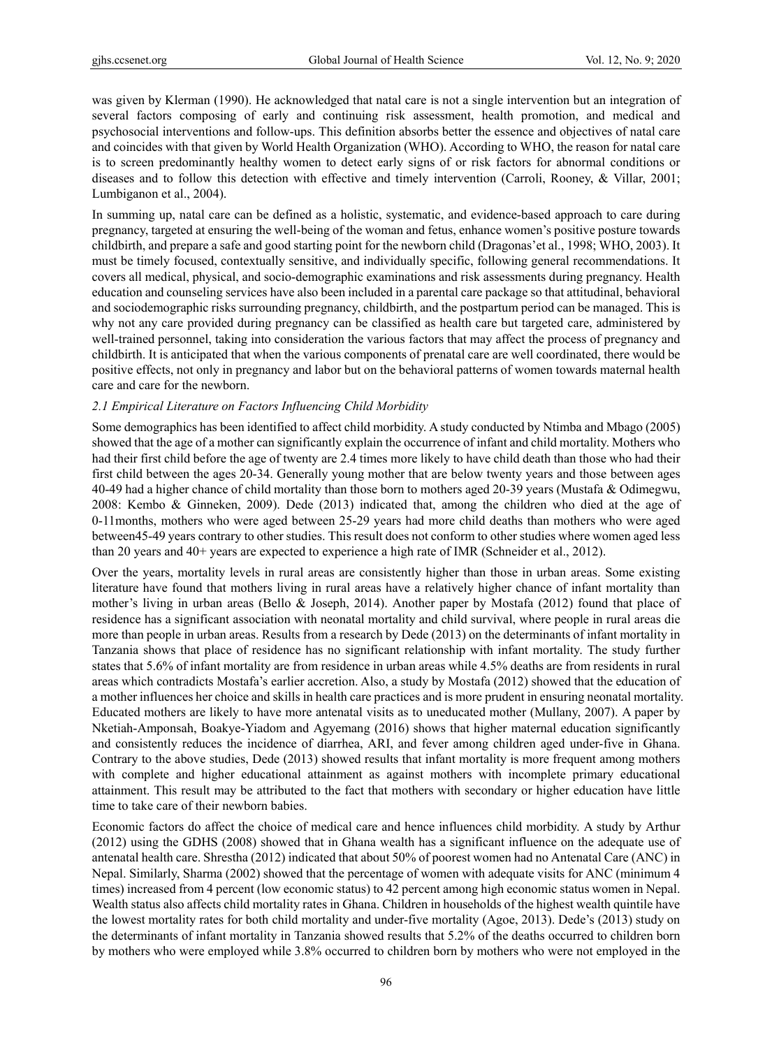was given by Klerman (1990). He acknowledged that natal care is not a single intervention but an integration of several factors composing of early and continuing risk assessment, health promotion, and medical and psychosocial interventions and follow-ups. This definition absorbs better the essence and objectives of natal care and coincides with that given by World Health Organization (WHO). According to WHO, the reason for natal care is to screen predominantly healthy women to detect early signs of or risk factors for abnormal conditions or diseases and to follow this detection with effective and timely intervention (Carroli, Rooney, & Villar, 2001; Lumbiganon et al., 2004).

In summing up, natal care can be defined as a holistic, systematic, and evidence-based approach to care during pregnancy, targeted at ensuring the well-being of the woman and fetus, enhance women's positive posture towards childbirth, and prepare a safe and good starting point for the newborn child (Dragonas'et al., 1998; WHO, 2003). It must be timely focused, contextually sensitive, and individually specific, following general recommendations. It covers all medical, physical, and socio-demographic examinations and risk assessments during pregnancy. Health education and counseling services have also been included in a parental care package so that attitudinal, behavioral and sociodemographic risks surrounding pregnancy, childbirth, and the postpartum period can be managed. This is why not any care provided during pregnancy can be classified as health care but targeted care, administered by well-trained personnel, taking into consideration the various factors that may affect the process of pregnancy and childbirth. It is anticipated that when the various components of prenatal care are well coordinated, there would be positive effects, not only in pregnancy and labor but on the behavioral patterns of women towards maternal health care and care for the newborn.

### *2.1 Empirical Literature on Factors Influencing Child Morbidity*

Some demographics has been identified to affect child morbidity. A study conducted by Ntimba and Mbago (2005) showed that the age of a mother can significantly explain the occurrence of infant and child mortality. Mothers who had their first child before the age of twenty are 2.4 times more likely to have child death than those who had their first child between the ages 20-34. Generally young mother that are below twenty years and those between ages 40-49 had a higher chance of child mortality than those born to mothers aged 20-39 years (Mustafa & Odimegwu, 2008: Kembo & Ginneken, 2009). Dede (2013) indicated that, among the children who died at the age of 0-11months, mothers who were aged between 25-29 years had more child deaths than mothers who were aged between45-49 years contrary to other studies. This result does not conform to other studies where women aged less than 20 years and 40+ years are expected to experience a high rate of IMR (Schneider et al., 2012).

Over the years, mortality levels in rural areas are consistently higher than those in urban areas. Some existing literature have found that mothers living in rural areas have a relatively higher chance of infant mortality than mother's living in urban areas (Bello & Joseph, 2014). Another paper by Mostafa (2012) found that place of residence has a significant association with neonatal mortality and child survival, where people in rural areas die more than people in urban areas. Results from a research by Dede (2013) on the determinants of infant mortality in Tanzania shows that place of residence has no significant relationship with infant mortality. The study further states that 5.6% of infant mortality are from residence in urban areas while 4.5% deaths are from residents in rural areas which contradicts Mostafa's earlier accretion. Also, a study by Mostafa (2012) showed that the education of a mother influences her choice and skills in health care practices and is more prudent in ensuring neonatal mortality. Educated mothers are likely to have more antenatal visits as to uneducated mother (Mullany, 2007). A paper by Nketiah-Amponsah, Boakye-Yiadom and Agyemang (2016) shows that higher maternal education significantly and consistently reduces the incidence of diarrhea, ARI, and fever among children aged under-five in Ghana. Contrary to the above studies, Dede (2013) showed results that infant mortality is more frequent among mothers with complete and higher educational attainment as against mothers with incomplete primary educational attainment. This result may be attributed to the fact that mothers with secondary or higher education have little time to take care of their newborn babies.

Economic factors do affect the choice of medical care and hence influences child morbidity. A study by Arthur (2012) using the GDHS (2008) showed that in Ghana wealth has a significant influence on the adequate use of antenatal health care. Shrestha (2012) indicated that about 50% of poorest women had no Antenatal Care (ANC) in Nepal. Similarly, Sharma (2002) showed that the percentage of women with adequate visits for ANC (minimum 4 times) increased from 4 percent (low economic status) to 42 percent among high economic status women in Nepal. Wealth status also affects child mortality rates in Ghana. Children in households of the highest wealth quintile have the lowest mortality rates for both child mortality and under-five mortality (Agoe, 2013). Dede's (2013) study on the determinants of infant mortality in Tanzania showed results that 5.2% of the deaths occurred to children born by mothers who were employed while 3.8% occurred to children born by mothers who were not employed in the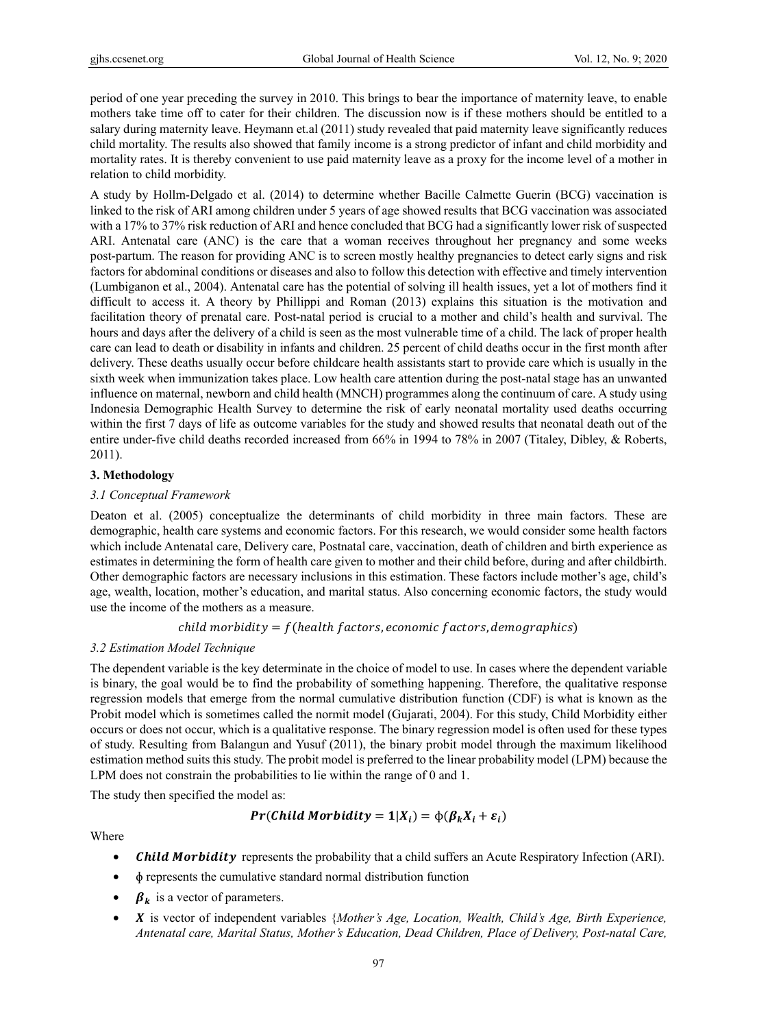period of one year preceding the survey in 2010. This brings to bear the importance of maternity leave, to enable mothers take time off to cater for their children. The discussion now is if these mothers should be entitled to a salary during maternity leave. Heymann et.al (2011) study revealed that paid maternity leave significantly reduces child mortality. The results also showed that family income is a strong predictor of infant and child morbidity and mortality rates. It is thereby convenient to use paid maternity leave as a proxy for the income level of a mother in relation to child morbidity.

A study by Hollm-Delgado et al. (2014) to determine whether Bacille Calmette Guerin (BCG) vaccination is linked to the risk of ARI among children under 5 years of age showed results that BCG vaccination was associated with a 17% to 37% risk reduction of ARI and hence concluded that BCG had a significantly lower risk of suspected ARI. Antenatal care (ANC) is the care that a woman receives throughout her pregnancy and some weeks post-partum. The reason for providing ANC is to screen mostly healthy pregnancies to detect early signs and risk factors for abdominal conditions or diseases and also to follow this detection with effective and timely intervention (Lumbiganon et al., 2004). Antenatal care has the potential of solving ill health issues, yet a lot of mothers find it difficult to access it. A theory by Phillippi and Roman (2013) explains this situation is the motivation and facilitation theory of prenatal care. Post-natal period is crucial to a mother and child's health and survival. The hours and days after the delivery of a child is seen as the most vulnerable time of a child. The lack of proper health care can lead to death or disability in infants and children. 25 percent of child deaths occur in the first month after delivery. These deaths usually occur before childcare health assistants start to provide care which is usually in the sixth week when immunization takes place. Low health care attention during the post-natal stage has an unwanted influence on maternal, newborn and child health (MNCH) programmes along the continuum of care. A study using Indonesia Demographic Health Survey to determine the risk of early neonatal mortality used deaths occurring within the first 7 days of life as outcome variables for the study and showed results that neonatal death out of the entire under-five child deaths recorded increased from 66% in 1994 to 78% in 2007 (Titaley, Dibley, & Roberts, 2011).

## 3. Methodology

### *3.1 Conceptual Framework*

Deaton et al. (2005) conceptualize the determinants of child morbidity in three main factors. These are demographic, health care systems and economic factors. For this research, we would consider some health factors which include Antenatal care, Delivery care, Postnatal care, vaccination, death of children and birth experience as estimates in determining the form of health care given to mother and their child before, during and after childbirth. Other demographic factors are necessary inclusions in this estimation. These factors include mother's age, child's age, wealth, location, mother's education, and marital status. Also concerning economic factors, the study would use the income of the mothers as a measure.

$$child\ morbidity = f(health\ factors, economic\ factors, demographics)$$

### *3.2 Estimation Model Technique*

The dependent variable is the key determinate in the choice of model to use. In cases where the dependent variable is binary, the goal would be to find the probability of something happening. Therefore, the qualitative response regression models that emerge from the normal cumulative distribution function (CDF) is what is known as the Probit model which is sometimes called the normit model (Gujarati, 2004). For this study, Child Morbidity either occurs or does not occur, which is a qualitative response. The binary regression model is often used for these types of study. Resulting from Balangun and Yusuf (2011), the binary probit model through the maximum likelihood estimation method suits this study. The probit model is preferred to the linear probability model (LPM) because the LPM does not constrain the probabilities to lie within the range of 0 and 1.

The study then specified the model as:

$$\boldsymbol{Pr(Child\ Morbidity = 1|X_i) = \phi(\beta_k X_i + \varepsilon_i)}$$

Where

- $\boldsymbol{Child\ Morbidity}$ represents the probability that a child suffers an Acute Respiratory Infection (ARI).
- $\phi$ represents the cumulative standard normal distribution function
- $\boldsymbol{\beta_k}$ is a vector of parameters.
- $\boldsymbol{X}$ is vector of independent variables {*Mother's Age, Location, Wealth, Child's Age, Birth Experience, Antenatal care, Marital Status, Mother's Education, Dead Children, Place of Delivery, Post-natal Care,*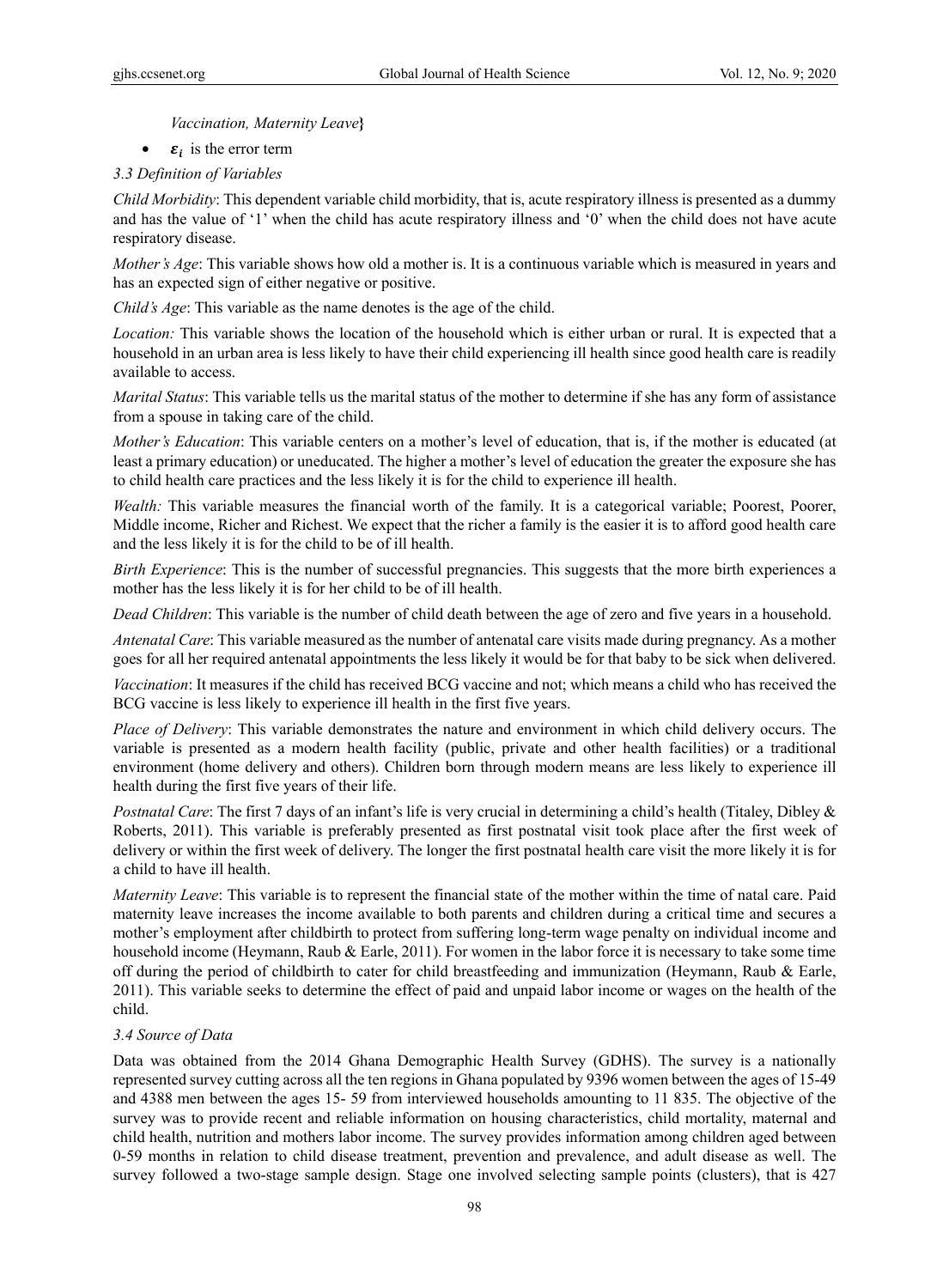*Vaccination, Maternity Leave*}

- $\boldsymbol{\varepsilon_i}$ is the error term

### *3.3 Definition of Variables*

*Child Morbidity*: This dependent variable child morbidity, that is, acute respiratory illness is presented as a dummy and has the value of '1' when the child has acute respiratory illness and '0' when the child does not have acute respiratory disease.

*Mother's Age*: This variable shows how old a mother is. It is a continuous variable which is measured in years and has an expected sign of either negative or positive.

*Child's Age*: This variable as the name denotes is the age of the child.

*Location:* This variable shows the location of the household which is either urban or rural. It is expected that a household in an urban area is less likely to have their child experiencing ill health since good health care is readily available to access.

*Marital Status*: This variable tells us the marital status of the mother to determine if she has any form of assistance from a spouse in taking care of the child.

*Mother's Education*: This variable centers on a mother's level of education, that is, if the mother is educated (at least a primary education) or uneducated. The higher a mother's level of education the greater the exposure she has to child health care practices and the less likely it is for the child to experience ill health.

*Wealth:* This variable measures the financial worth of the family. It is a categorical variable; Poorest, Poorer, Middle income, Richer and Richest. We expect that the richer a family is the easier it is to afford good health care and the less likely it is for the child to be of ill health.

*Birth Experience*: This is the number of successful pregnancies. This suggests that the more birth experiences a mother has the less likely it is for her child to be of ill health.

*Dead Children*: This variable is the number of child death between the age of zero and five years in a household.

*Antenatal Care*: This variable measured as the number of antenatal care visits made during pregnancy. As a mother goes for all her required antenatal appointments the less likely it would be for that baby to be sick when delivered.

*Vaccination*: It measures if the child has received BCG vaccine and not; which means a child who has received the BCG vaccine is less likely to experience ill health in the first five years.

*Place of Delivery*: This variable demonstrates the nature and environment in which child delivery occurs. The variable is presented as a modern health facility (public, private and other health facilities) or a traditional environment (home delivery and others). Children born through modern means are less likely to experience ill health during the first five years of their life.

*Postnatal Care*: The first 7 days of an infant's life is very crucial in determining a child's health (Titaley, Dibley & Roberts, 2011). This variable is preferably presented as first postnatal visit took place after the first week of delivery or within the first week of delivery. The longer the first postnatal health care visit the more likely it is for a child to have ill health.

*Maternity Leave*: This variable is to represent the financial state of the mother within the time of natal care. Paid maternity leave increases the income available to both parents and children during a critical time and secures a mother's employment after childbirth to protect from suffering long-term wage penalty on individual income and household income (Heymann, Raub & Earle, 2011). For women in the labor force it is necessary to take some time off during the period of childbirth to cater for child breastfeeding and immunization (Heymann, Raub & Earle, 2011). This variable seeks to determine the effect of paid and unpaid labor income or wages on the health of the child.

### *3.4 Source of Data*

Data was obtained from the 2014 Ghana Demographic Health Survey (GDHS). The survey is a nationally represented survey cutting across all the ten regions in Ghana populated by 9396 women between the ages of 15-49 and 4388 men between the ages 15- 59 from interviewed households amounting to 11 835. The objective of the survey was to provide recent and reliable information on housing characteristics, child mortality, maternal and child health, nutrition and mothers labor income. The survey provides information among children aged between 0-59 months in relation to child disease treatment, prevention and prevalence, and adult disease as well. The survey followed a two-stage sample design. Stage one involved selecting sample points (clusters), that is 427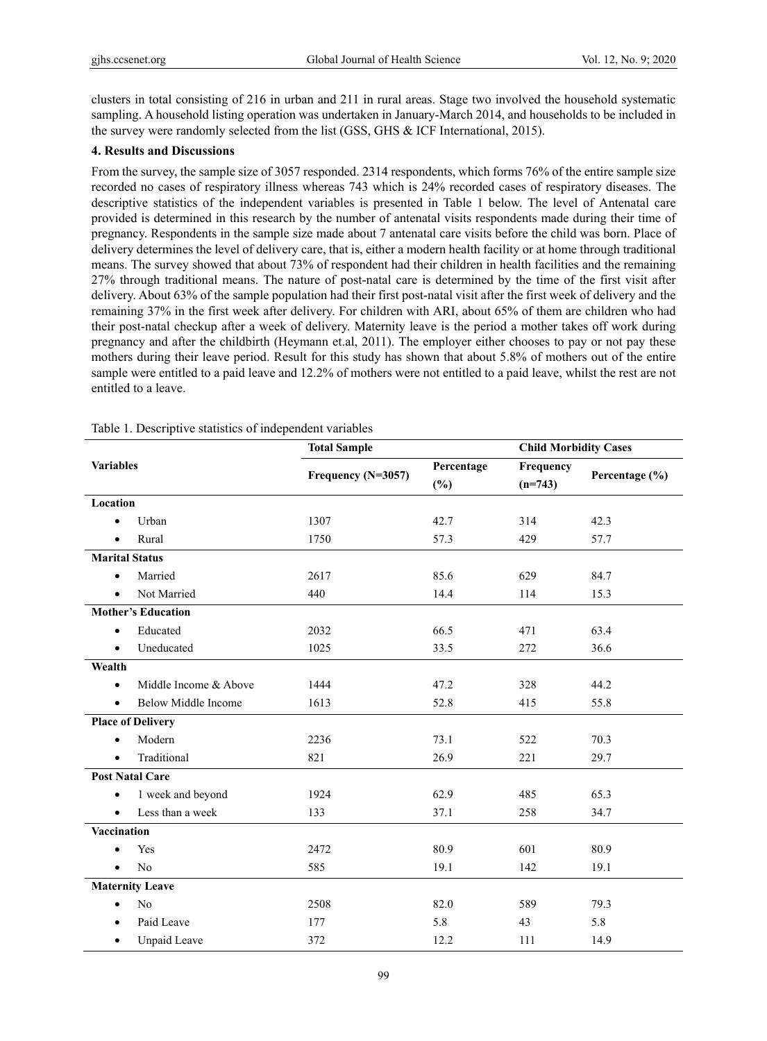clusters in total consisting of 216 in urban and 211 in rural areas. Stage two involved the household systematic sampling. A household listing operation was undertaken in January-March 2014, and households to be included in the survey were randomly selected from the list (GSS, GHS & ICF International, 2015).

## 4. Results and Discussions

From the survey, the sample size of 3057 responded. 2314 respondents, which forms 76% of the entire sample size recorded no cases of respiratory illness whereas 743 which is 24% recorded cases of respiratory diseases. The descriptive statistics of the independent variables is presented in Table 1 below. The level of Antenatal care provided is determined in this research by the number of antenatal visits respondents made during their time of pregnancy. Respondents in the sample size made about 7 antenatal care visits before the child was born. Place of delivery determines the level of delivery care, that is, either a modern health facility or at home through traditional means. The survey showed that about 73% of respondent had their children in health facilities and the remaining 27% through traditional means. The nature of post-natal care is determined by the time of the first visit after delivery. About 63% of the sample population had their first post-natal visit after the first week of delivery and the remaining 37% in the first week after delivery. For children with ARI, about 65% of them are children who had their post-natal checkup after a week of delivery. Maternity leave is the period a mother takes off work during pregnancy and after the childbirth (Heymann et.al, 2011). The employer either chooses to pay or not pay these mothers during their leave period. Result for this study has shown that about 5.8% of mothers out of the entire sample were entitled to a paid leave and 12.2% of mothers were not entitled to a paid leave, whilst the rest are not entitled to a leave.

Table 1. Descriptive statistics of independent variables

| Variables | Total Sample | | Child Morbidity Cases | |
|---|---|---|---|---|
| | Frequency (N=3057) | Percentage (%) | Frequency (n=743) | Percentage (%) |
| **Location** | | | | |
| • Urban | 1307 | 42.7 | 314 | 42.3 |
| • Rural | 1750 | 57.3 | 429 | 57.7 |
| **Marital Status** | | | | |
| • Married | 2617 | 85.6 | 629 | 84.7 |
| • Not Married | 440 | 14.4 | 114 | 15.3 |
| **Mother's Education** | | | | |
| • Educated | 2032 | 66.5 | 471 | 63.4 |
| • Uneducated | 1025 | 33.5 | 272 | 36.6 |
| **Wealth** | | | | |
| • Middle Income & Above | 1444 | 47.2 | 328 | 44.2 |
| • Below Middle Income | 1613 | 52.8 | 415 | 55.8 |
| **Place of Delivery** | | | | |
| • Modern | 2236 | 73.1 | 522 | 70.3 |
| • Traditional | 821 | 26.9 | 221 | 29.7 |
| **Post Natal Care** | | | | |
| • 1 week and beyond | 1924 | 62.9 | 485 | 65.3 |
| • Less than a week | 133 | 37.1 | 258 | 34.7 |
| **Vaccination** | | | | |
| • Yes | 2472 | 80.9 | 601 | 80.9 |
| • No | 585 | 19.1 | 142 | 19.1 |
| **Maternity Leave** | | | | |
| • No | 2508 | 82.0 | 589 | 79.3 |
| • Paid Leave | 177 | 5.8 | 43 | 5.8 |
| • Unpaid Leave | 372 | 12.2 | 111 | 14.9 |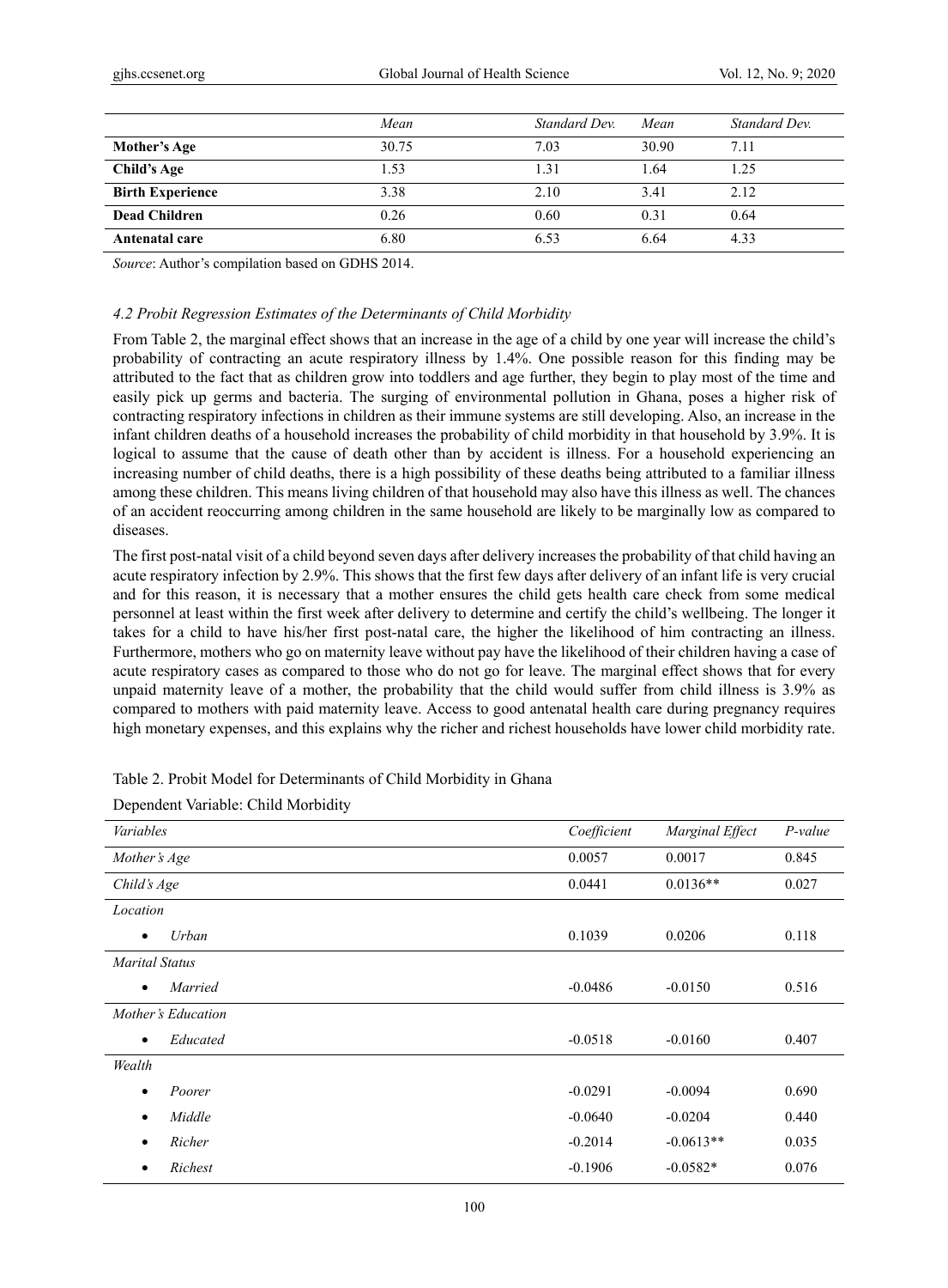| | *Mean* | *Standard Dev.* | *Mean* | *Standard Dev.* |
|---|---|---|---|---|
| **Mother's Age** | 30.75 | 7.03 | 30.90 | 7.11 |
| **Child's Age** | 1.53 | 1.31 | 1.64 | 1.25 |
| **Birth Experience** | 3.38 | 2.10 | 3.41 | 2.12 |
| **Dead Children** | 0.26 | 0.60 | 0.31 | 0.64 |
| **Antenatal care** | 6.80 | 6.53 | 6.64 | 4.33 |

*Source*: Author's compilation based on GDHS 2014.

### *4.2 Probit Regression Estimates of the Determinants of Child Morbidity*

From Table 2, the marginal effect shows that an increase in the age of a child by one year will increase the child's probability of contracting an acute respiratory illness by 1.4%. One possible reason for this finding may be attributed to the fact that as children grow into toddlers and age further, they begin to play most of the time and easily pick up germs and bacteria. The surging of environmental pollution in Ghana, poses a higher risk of contracting respiratory infections in children as their immune systems are still developing. Also, an increase in the infant children deaths of a household increases the probability of child morbidity in that household by 3.9%. It is logical to assume that the cause of death other than by accident is illness. For a household experiencing an increasing number of child deaths, there is a high possibility of these deaths being attributed to a familiar illness among these children. This means living children of that household may also have this illness as well. The chances of an accident reoccurring among children in the same household are likely to be marginally low as compared to diseases.

The first post-natal visit of a child beyond seven days after delivery increases the probability of that child having an acute respiratory infection by 2.9%. This shows that the first few days after delivery of an infant life is very crucial and for this reason, it is necessary that a mother ensures the child gets health care check from some medical personnel at least within the first week after delivery to determine and certify the child's wellbeing. The longer it takes for a child to have his/her first post-natal care, the higher the likelihood of him contracting an illness. Furthermore, mothers who go on maternity leave without pay have the likelihood of their children having a case of acute respiratory cases as compared to those who do not go for leave. The marginal effect shows that for every unpaid maternity leave of a mother, the probability that the child would suffer from child illness is 3.9% as compared to mothers with paid maternity leave. Access to good antenatal health care during pregnancy requires high monetary expenses, and this explains why the richer and richest households have lower child morbidity rate.

Table 2. Probit Model for Determinants of Child Morbidity in Ghana

Dependent Variable: Child Morbidity

| *Variables* | *Coefficient* | *Marginal Effect* | *P-value* |
|---|---|---|---|
| *Mother's Age* | 0.0057 | 0.0017 | 0.845 |
| *Child's Age* | 0.0441 | 0.0136** | 0.027 |
| *Location* | | | |
| • *Urban* | 0.1039 | 0.0206 | 0.118 |
| *Marital Status* | | | |
| • *Married* | -0.0486 | -0.0150 | 0.516 |
| *Mother's Education* | | | |
| • *Educated* | -0.0518 | -0.0160 | 0.407 |
| *Wealth* | | | |
| • *Poorer* | -0.0291 | -0.0094 | 0.690 |
| • *Middle* | -0.0640 | -0.0204 | 0.440 |
| • *Richer* | -0.2014 | -0.0613** | 0.035 |
| • *Richest* | -0.1906 | -0.0582* | 0.076 |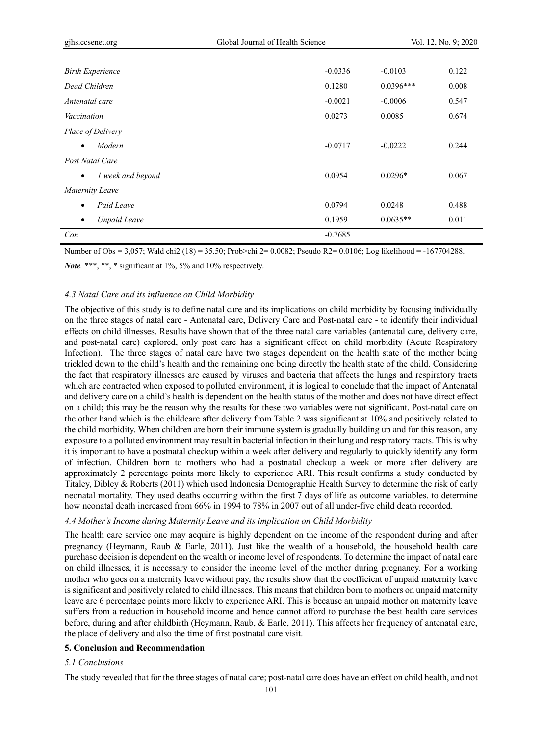| | | | |
|---|---|---|---|
| *Birth Experience* | -0.0336 | -0.0103 | 0.122 |
| *Dead Children* | 0.1280 | 0.0396*** | 0.008 |
| *Antenatal care* | -0.0021 | -0.0006 | 0.547 |
| *Vaccination* | 0.0273 | 0.0085 | 0.674 |
| *Place of Delivery* | | | |
| • *Modern* | -0.0717 | -0.0222 | 0.244 |
| *Post Natal Care* | | | |
| • *1 week and beyond* | 0.0954 | 0.0296* | 0.067 |
| *Maternity Leave* | | | |
| • *Paid Leave* | 0.0794 | 0.0248 | 0.488 |
| • *Unpaid Leave* | 0.1959 | 0.0635** | 0.011 |
| *Con* | -0.7685 | | |

Number of Obs = 3,057; Wald chi2 (18) = 35.50; Prob>chi 2= 0.0082; Pseudo R2= 0.0106; Log likelihood = -167704288.

***Note.*** ***, **, * significant at 1%, 5% and 10% respectively.

### *4.3 Natal Care and its influence on Child Morbidity*

The objective of this study is to define natal care and its implications on child morbidity by focusing individually on the three stages of natal care - Antenatal care, Delivery Care and Post-natal care - to identify their individual effects on child illnesses. Results have shown that of the three natal care variables (antenatal care, delivery care, and post-natal care) explored, only post care has a significant effect on child morbidity (Acute Respiratory Infection). The three stages of natal care have two stages dependent on the health state of the mother being trickled down to the child's health and the remaining one being directly the health state of the child. Considering the fact that respiratory illnesses are caused by viruses and bacteria that affects the lungs and respiratory tracts which are contracted when exposed to polluted environment, it is logical to conclude that the impact of Antenatal and delivery care on a child's health is dependent on the health status of the mother and does not have direct effect on a child**;** this may be the reason why the results for these two variables were not significant. Post-natal care on the other hand which is the childcare after delivery from Table 2 was significant at 10% and positively related to the child morbidity. When children are born their immune system is gradually building up and for this reason, any exposure to a polluted environment may result in bacterial infection in their lung and respiratory tracts. This is why it is important to have a postnatal checkup within a week after delivery and regularly to quickly identify any form of infection. Children born to mothers who had a postnatal checkup a week or more after delivery are approximately 2 percentage points more likely to experience ARI. This result confirms a study conducted by Titaley, Dibley & Roberts (2011) which used Indonesia Demographic Health Survey to determine the risk of early neonatal mortality. They used deaths occurring within the first 7 days of life as outcome variables, to determine how neonatal death increased from 66% in 1994 to 78% in 2007 out of all under-five child death recorded.

### *4.4 Mother's Income during Maternity Leave and its implication on Child Morbidity*

The health care service one may acquire is highly dependent on the income of the respondent during and after pregnancy (Heymann, Raub & Earle, 2011). Just like the wealth of a household, the household health care purchase decision is dependent on the wealth or income level of respondents. To determine the impact of natal care on child illnesses, it is necessary to consider the income level of the mother during pregnancy. For a working mother who goes on a maternity leave without pay, the results show that the coefficient of unpaid maternity leave is significant and positively related to child illnesses. This means that children born to mothers on unpaid maternity leave are 6 percentage points more likely to experience ARI. This is because an unpaid mother on maternity leave suffers from a reduction in household income and hence cannot afford to purchase the best health care services before, during and after childbirth (Heymann, Raub, & Earle, 2011). This affects her frequency of antenatal care, the place of delivery and also the time of first postnatal care visit.

## **5. Conclusion and Recommendation**

### *5.1 Conclusions*

The study revealed that for the three stages of natal care; post-natal care does have an effect on child health, and not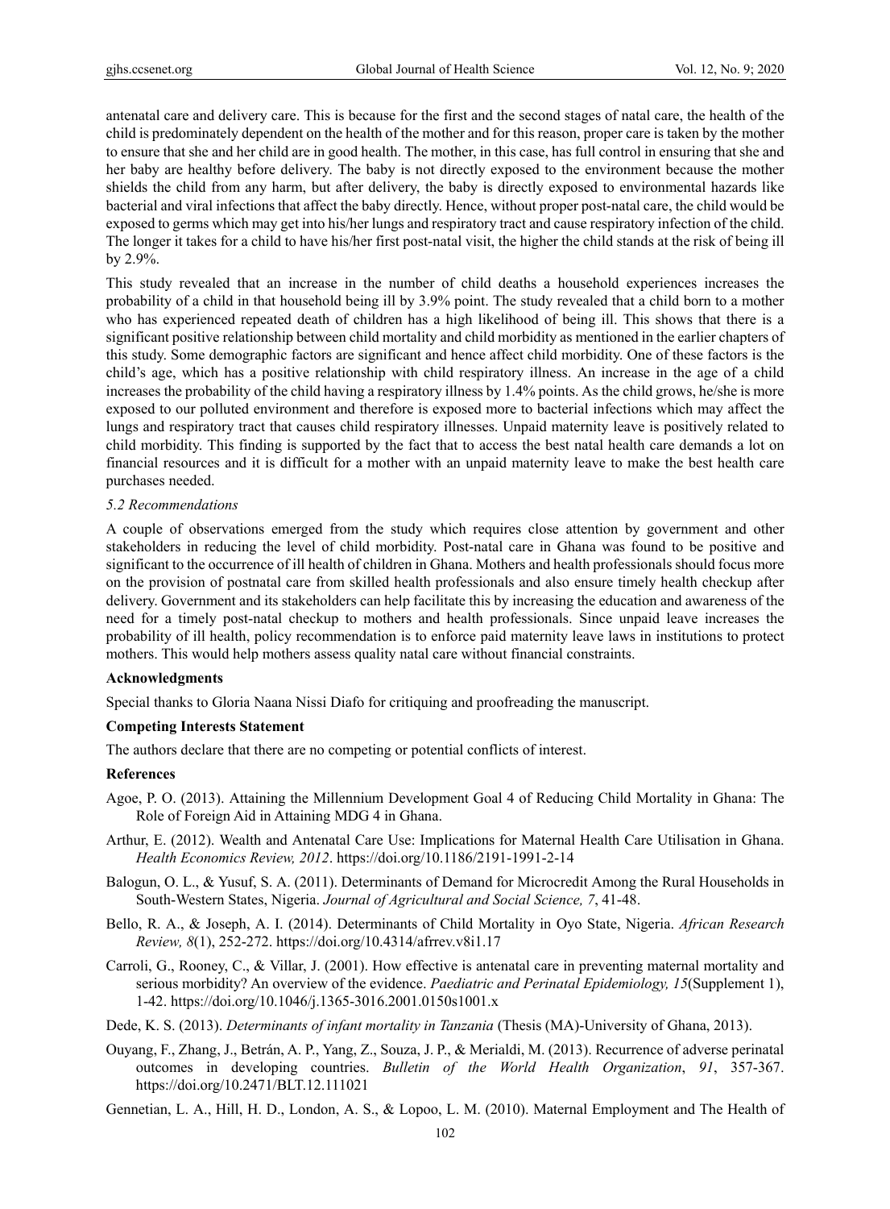antenatal care and delivery care. This is because for the first and the second stages of natal care, the health of the child is predominately dependent on the health of the mother and for this reason, proper care is taken by the mother to ensure that she and her child are in good health. The mother, in this case, has full control in ensuring that she and her baby are healthy before delivery. The baby is not directly exposed to the environment because the mother shields the child from any harm, but after delivery, the baby is directly exposed to environmental hazards like bacterial and viral infections that affect the baby directly. Hence, without proper post-natal care, the child would be exposed to germs which may get into his/her lungs and respiratory tract and cause respiratory infection of the child. The longer it takes for a child to have his/her first post-natal visit, the higher the child stands at the risk of being ill by 2.9%.

This study revealed that an increase in the number of child deaths a household experiences increases the probability of a child in that household being ill by 3.9% point. The study revealed that a child born to a mother who has experienced repeated death of children has a high likelihood of being ill. This shows that there is a significant positive relationship between child mortality and child morbidity as mentioned in the earlier chapters of this study. Some demographic factors are significant and hence affect child morbidity. One of these factors is the child's age, which has a positive relationship with child respiratory illness. An increase in the age of a child increases the probability of the child having a respiratory illness by 1.4% points. As the child grows, he/she is more exposed to our polluted environment and therefore is exposed more to bacterial infections which may affect the lungs and respiratory tract that causes child respiratory illnesses. Unpaid maternity leave is positively related to child morbidity. This finding is supported by the fact that to access the best natal health care demands a lot on financial resources and it is difficult for a mother with an unpaid maternity leave to make the best health care purchases needed.

### *5.2 Recommendations*

A couple of observations emerged from the study which requires close attention by government and other stakeholders in reducing the level of child morbidity. Post-natal care in Ghana was found to be positive and significant to the occurrence of ill health of children in Ghana. Mothers and health professionals should focus more on the provision of postnatal care from skilled health professionals and also ensure timely health checkup after delivery. Government and its stakeholders can help facilitate this by increasing the education and awareness of the need for a timely post-natal checkup to mothers and health professionals. Since unpaid leave increases the probability of ill health, policy recommendation is to enforce paid maternity leave laws in institutions to protect mothers. This would help mothers assess quality natal care without financial constraints.

## Acknowledgments

Special thanks to Gloria Naana Nissi Diafo for critiquing and proofreading the manuscript.

## Competing Interests Statement

The authors declare that there are no competing or potential conflicts of interest.

## References

Agoe, P. O. (2013). Attaining the Millennium Development Goal 4 of Reducing Child Mortality in Ghana: The Role of Foreign Aid in Attaining MDG 4 in Ghana.

Arthur, E. (2012). Wealth and Antenatal Care Use: Implications for Maternal Health Care Utilisation in Ghana. *Health Economics Review, 2012*. https://doi.org/10.1186/2191-1991-2-14

Balogun, O. L., & Yusuf, S. A. (2011). Determinants of Demand for Microcredit Among the Rural Households in South-Western States, Nigeria. *Journal of Agricultural and Social Science, 7*, 41-48.

Bello, R. A., & Joseph, A. I. (2014). Determinants of Child Mortality in Oyo State, Nigeria. *African Research Review, 8*(1), 252-272. https://doi.org/10.4314/afrrev.v8i1.17

Carroli, G., Rooney, C., & Villar, J. (2001). How effective is antenatal care in preventing maternal mortality and serious morbidity? An overview of the evidence. *Paediatric and Perinatal Epidemiology, 15*(Supplement 1), 1-42. https://doi.org/10.1046/j.1365-3016.2001.0150s1001.x

Dede, K. S. (2013). *Determinants of infant mortality in Tanzania* (Thesis (MA)-University of Ghana, 2013).

Ouyang, F., Zhang, J., Betrán, A. P., Yang, Z., Souza, J. P., & Merialdi, M. (2013). Recurrence of adverse perinatal outcomes in developing countries. *Bulletin of the World Health Organization*, *91*, 357-367. https://doi.org/10.2471/BLT.12.111021

Gennetian, L. A., Hill, H. D., London, A. S., & Lopoo, L. M. (2010). Maternal Employment and The Health of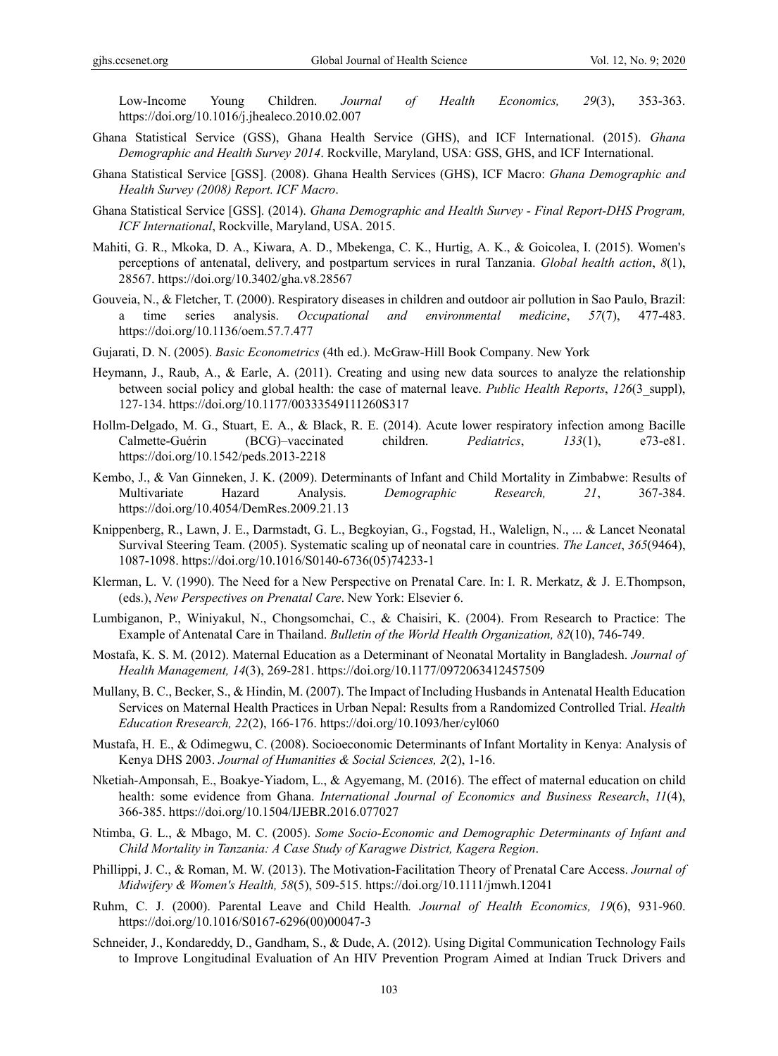Low-Income Young Children. *Journal of Health Economics, 29*(3), 353-363. https://doi.org/10.1016/j.jhealeco.2010.02.007

Ghana Statistical Service (GSS), Ghana Health Service (GHS), and ICF International. (2015). *Ghana Demographic and Health Survey 2014*. Rockville, Maryland, USA: GSS, GHS, and ICF International.

Ghana Statistical Service [GSS]. (2008). Ghana Health Services (GHS), ICF Macro: *Ghana Demographic and Health Survey (2008) Report. ICF Macro*.

Ghana Statistical Service [GSS]. (2014). *Ghana Demographic and Health Survey - Final Report-DHS Program, ICF International*, Rockville, Maryland, USA. 2015.

Mahiti, G. R., Mkoka, D. A., Kiwara, A. D., Mbekenga, C. K., Hurtig, A. K., & Goicolea, I. (2015). Women's perceptions of antenatal, delivery, and postpartum services in rural Tanzania. *Global health action*, *8*(1), 28567. https://doi.org/10.3402/gha.v8.28567

Gouveia, N., & Fletcher, T. (2000). Respiratory diseases in children and outdoor air pollution in Sao Paulo, Brazil: a time series analysis. *Occupational and environmental medicine*, *57*(7), 477-483. https://doi.org/10.1136/oem.57.7.477

Gujarati, D. N. (2005). *Basic Econometrics* (4th ed.). McGraw-Hill Book Company. New York

Heymann, J., Raub, A., & Earle, A. (2011). Creating and using new data sources to analyze the relationship between social policy and global health: the case of maternal leave. *Public Health Reports*, *126*(3_suppl), 127-134. https://doi.org/10.1177/00333549111260S317

Hollm-Delgado, M. G., Stuart, E. A., & Black, R. E. (2014). Acute lower respiratory infection among Bacille Calmette-Guérin (BCG)–vaccinated children. *Pediatrics*, *133*(1), e73-e81. https://doi.org/10.1542/peds.2013-2218

Kembo, J., & Van Ginneken, J. K. (2009). Determinants of Infant and Child Mortality in Zimbabwe: Results of Multivariate Hazard Analysis. *Demographic Research, 21*, 367-384. https://doi.org/10.4054/DemRes.2009.21.13

Knippenberg, R., Lawn, J. E., Darmstadt, G. L., Begkoyian, G., Fogstad, H., Walelign, N., ... & Lancet Neonatal Survival Steering Team. (2005). Systematic scaling up of neonatal care in countries. *The Lancet*, *365*(9464), 1087-1098. https://doi.org/10.1016/S0140-6736(05)74233-1

Klerman, L. V. (1990). The Need for a New Perspective on Prenatal Care. In: I. R. Merkatz, & J. E.Thompson, (eds.), *New Perspectives on Prenatal Care*. New York: Elsevier 6.

Lumbiganon, P., Winiyakul, N., Chongsomchai, C., & Chaisiri, K. (2004). From Research to Practice: The Example of Antenatal Care in Thailand. *Bulletin of the World Health Organization, 82*(10), 746-749.

Mostafa, K. S. M. (2012). Maternal Education as a Determinant of Neonatal Mortality in Bangladesh. *Journal of Health Management, 14*(3), 269-281. https://doi.org/10.1177/0972063412457509

Mullany, B. C., Becker, S., & Hindin, M. (2007). The Impact of Including Husbands in Antenatal Health Education Services on Maternal Health Practices in Urban Nepal: Results from a Randomized Controlled Trial. *Health Education Rresearch, 22*(2), 166-176. https://doi.org/10.1093/her/cyl060

Mustafa, H. E., & Odimegwu, C. (2008). Socioeconomic Determinants of Infant Mortality in Kenya: Analysis of Kenya DHS 2003. *Journal of Humanities & Social Sciences, 2*(2), 1-16.

Nketiah-Amponsah, E., Boakye-Yiadom, L., & Agyemang, M. (2016). The effect of maternal education on child health: some evidence from Ghana. *International Journal of Economics and Business Research*, *11*(4), 366-385. https://doi.org/10.1504/IJEBR.2016.077027

Ntimba, G. L., & Mbago, M. C. (2005). *Some Socio-Economic and Demographic Determinants of Infant and Child Mortality in Tanzania: A Case Study of Karagwe District, Kagera Region*.

Phillippi, J. C., & Roman, M. W. (2013). The Motivation-Facilitation Theory of Prenatal Care Access. *Journal of Midwifery & Women's Health, 58*(5), 509-515. https://doi.org/10.1111/jmwh.12041

Ruhm, C. J. (2000). Parental Leave and Child Health*. Journal of Health Economics, 19*(6), 931-960. https://doi.org/10.1016/S0167-6296(00)00047-3

Schneider, J., Kondareddy, D., Gandham, S., & Dude, A. (2012). Using Digital Communication Technology Fails to Improve Longitudinal Evaluation of An HIV Prevention Program Aimed at Indian Truck Drivers and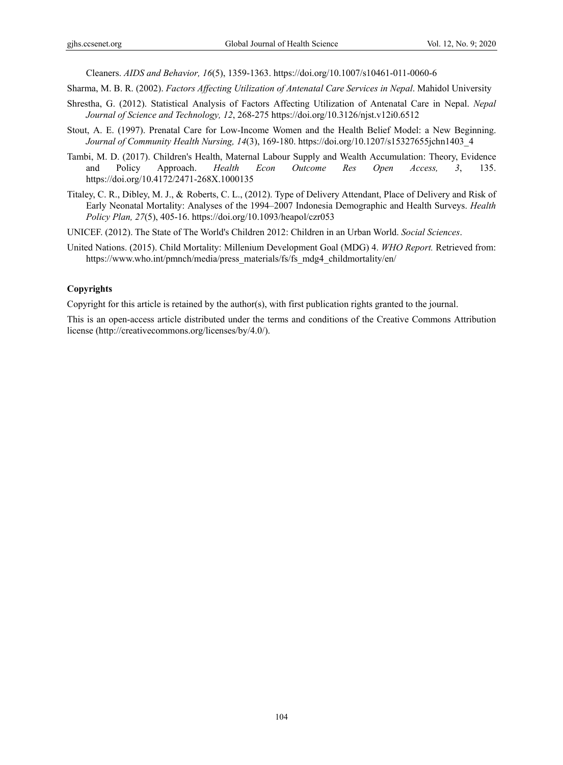Cleaners. *AIDS and Behavior, 16*(5), 1359-1363. https://doi.org/10.1007/s10461-011-0060-6

Sharma, M. B. R. (2002). *Factors Affecting Utilization of Antenatal Care Services in Nepal*. Mahidol University

Shrestha, G. (2012). Statistical Analysis of Factors Affecting Utilization of Antenatal Care in Nepal. *Nepal Journal of Science and Technology, 12*, 268-275 https://doi.org/10.3126/njst.v12i0.6512

Stout, A. E. (1997). Prenatal Care for Low-Income Women and the Health Belief Model: a New Beginning. *Journal of Community Health Nursing, 14*(3), 169-180. https://doi.org/10.1207/s15327655jchn1403_4

Tambi, M. D. (2017). Children's Health, Maternal Labour Supply and Wealth Accumulation: Theory, Evidence and Policy Approach. *Health Econ Outcome Res Open Access, 3*, 135. https://doi.org/10.4172/2471-268X.1000135

Titaley, C. R., Dibley, M. J., & Roberts, C. L., (2012). Type of Delivery Attendant, Place of Delivery and Risk of Early Neonatal Mortality: Analyses of the 1994–2007 Indonesia Demographic and Health Surveys. *Health Policy Plan, 27*(5), 405-16. https://doi.org/10.1093/heapol/czr053

UNICEF. (2012). The State of The World's Children 2012: Children in an Urban World. *Social Sciences*.

United Nations. (2015). Child Mortality: Millenium Development Goal (MDG) 4. *WHO Report.* Retrieved from: https://www.who.int/pmnch/media/press_materials/fs/fs_mdg4_childmortality/en/

**Copyrights**

Copyright for this article is retained by the author(s), with first publication rights granted to the journal.

This is an open-access article distributed under the terms and conditions of the Creative Commons Attribution license (http://creativecommons.org/licenses/by/4.0/).